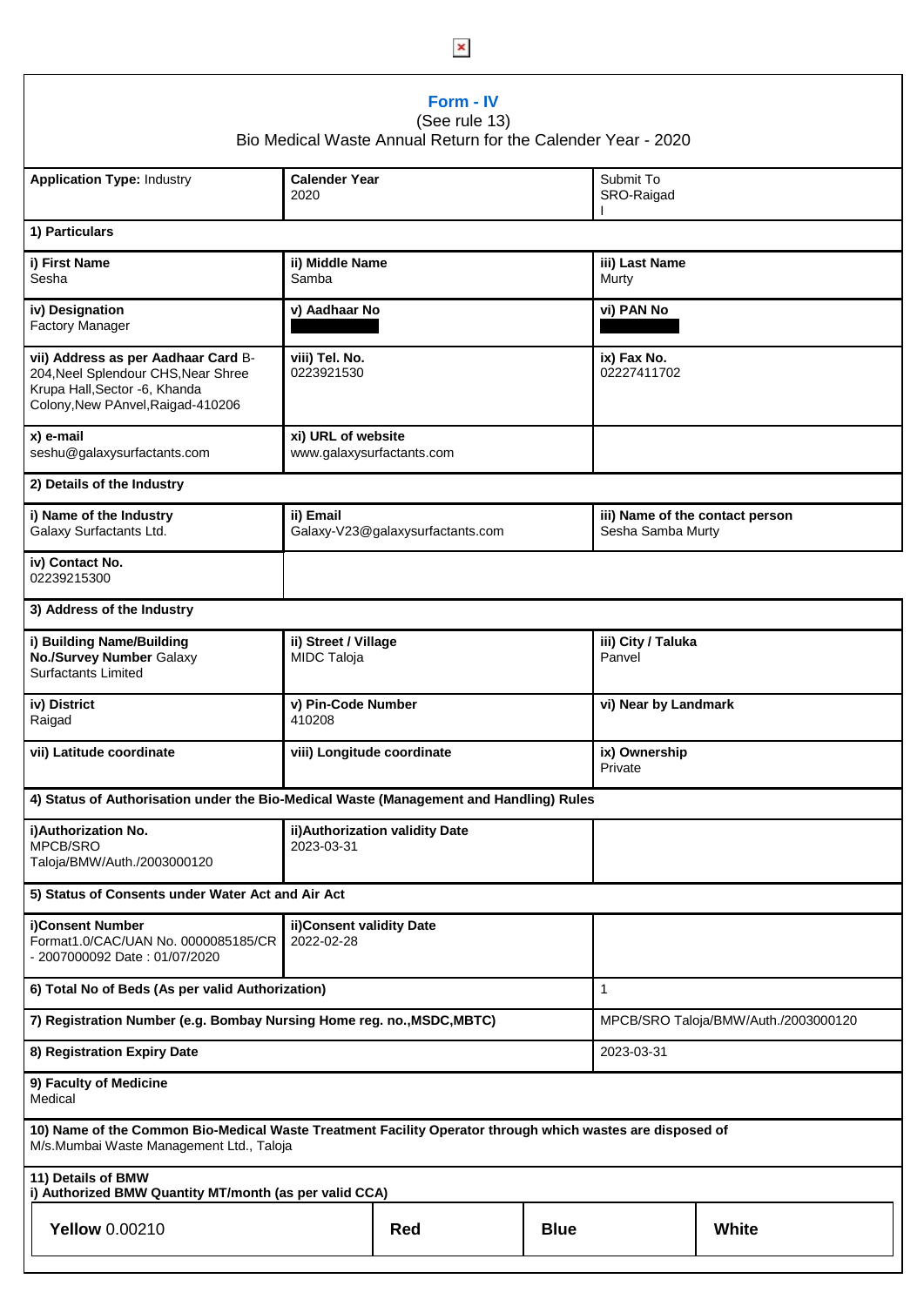## Form - IV

(See rule 13)

Bio Medical Waste Annual Return for the Calender Year - 2020

| | | |
|---|---|---|
| **Application Type:** Industry | **Calender Year** 2020 | Submit To SRO-Raigad I |
| **1) Particulars** | | |
| **i) First Name** Sesha | **ii) Middle Name** Samba | **iii) Last Name** Murty |
| **iv) Designation** Factory Manager | **v) Aadhaar No** | **vi) PAN No** |
| **vii) Address as per Aadhaar Card** B-204,Neel Splendour CHS,Near Shree Krupa Hall,Sector -6, Khanda Colony,New PAnvel,Raigad-410206 | **viii) Tel. No.** 0223921530 | **ix) Fax No.** 02227411702 |
| **x) e-mail** seshu@galaxysurfactants.com | **xi) URL of website** www.galaxysurfactants.com | |
| **2) Details of the Industry** | | |
| **i) Name of the Industry** Galaxy Surfactants Ltd. | **ii) Email** Galaxy-V23@galaxysurfactants.com | **iii) Name of the contact person** Sesha Samba Murty |
| **iv) Contact No.** 02239215300 | | |
| **3) Address of the Industry** | | |
| **i) Building Name/Building No./Survey Number** Galaxy Surfactants Limited | **ii) Street / Village** MIDC Taloja | **iii) City / Taluka** Panvel |
| **iv) District** Raigad | **v) Pin-Code Number** 410208 | **vi) Near by Landmark** |
| **vii) Latitude coordinate** | **viii) Longitude coordinate** | **ix) Ownership** Private |
| **4) Status of Authorisation under the Bio-Medical Waste (Management and Handling) Rules** | | |
| **i)Authorization No.** MPCB/SRO Taloja/BMW/Auth./2003000120 | **ii)Authorization validity Date** 2023-03-31 | |
| **5) Status of Consents under Water Act and Air Act** | | |
| **i)Consent Number** Format1.0/CAC/UAN No. 0000085185/CR - 2007000092 Date : 01/07/2020 | **ii)Consent validity Date** 2022-02-28 | |
| **6) Total No of Beds (As per valid Authorization)** | | 1 |
| **7) Registration Number (e.g. Bombay Nursing Home reg. no.,MSDC,MBTC)** | | MPCB/SRO Taloja/BMW/Auth./2003000120 |
| **8) Registration Expiry Date** | | 2023-03-31 |
| **9) Faculty of Medicine** Medical | | |
| **10) Name of the Common Bio-Medical Waste Treatment Facility Operator through which wastes are disposed of** M/s.Mumbai Waste Management Ltd., Taloja | | |

**11) Details of BMW**
**i) Authorized BMW Quantity MT/month (as per valid CCA)**

| **Yellow** 0.00210 | **Red** | **Blue** | **White** |
|---|---|---|---|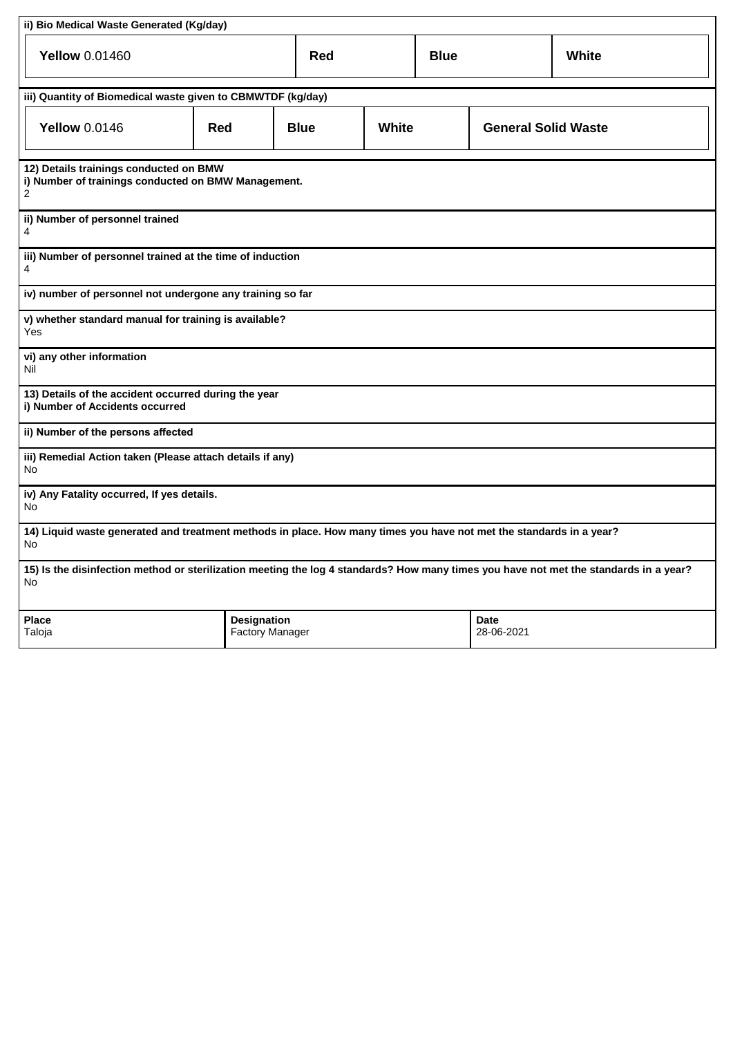**ii) Bio Medical Waste Generated (Kg/day)**

| | | | |
|---|---|---|---|
| **Yellow** 0.01460 | **Red** | **Blue** | **White** |

**iii) Quantity of Biomedical waste given to CBMWTDF (kg/day)**

| | | | | |
|---|---|---|---|---|
| **Yellow** 0.0146 | **Red** | **Blue** | **White** | **General Solid Waste** |

**12) Details trainings conducted on BMW**
**i) Number of trainings conducted on BMW Management.**
2

**ii) Number of personnel trained**
4

**iii) Number of personnel trained at the time of induction**
4

**iv) number of personnel not undergone any training so far**

**v) whether standard manual for training is available?**
Yes

**vi) any other information**
Nil

**13) Details of the accident occurred during the year**
**i) Number of Accidents occurred**

**ii) Number of the persons affected**

**iii) Remedial Action taken (Please attach details if any)**
No

**iv) Any Fatality occurred, If yes details.**
No

**14) Liquid waste generated and treatment methods in place. How many times you have not met the standards in a year?**
No

**15) Is the disinfection method or sterilization meeting the log 4 standards? How many times you have not met the standards in a year?**
No

| **Place** | **Designation** | **Date** |
|---|---|---|
| Taloja | Factory Manager | 28-06-2021 |